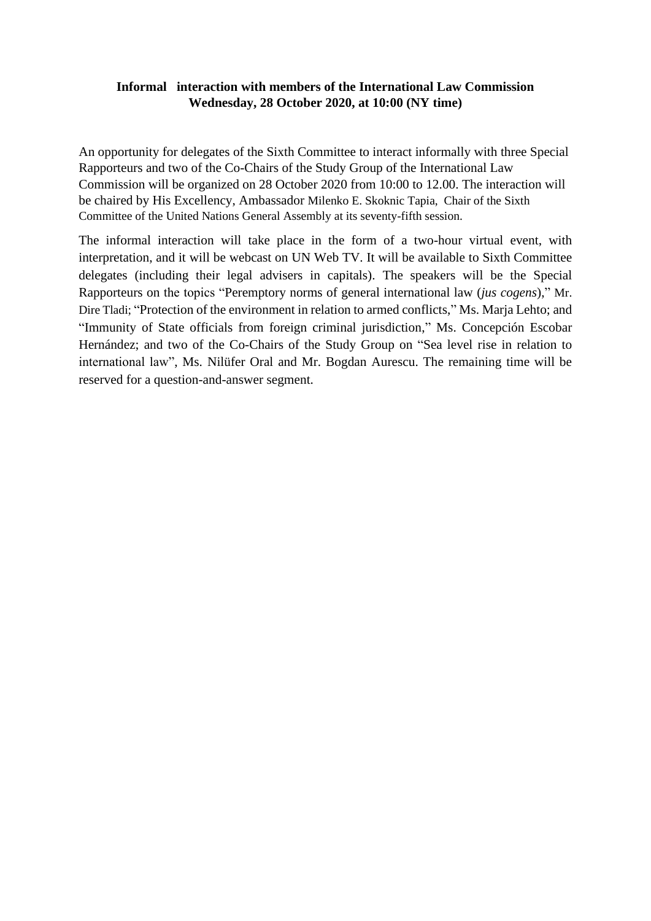**Informal interaction with members of the International Law Commission**
**Wednesday, 28 October 2020, at 10:00 (NY time)**

An opportunity for delegates of the Sixth Committee to interact informally with three Special Rapporteurs and two of the Co-Chairs of the Study Group of the International Law Commission will be organized on 28 October 2020 from 10:00 to 12.00. The interaction will be chaired by His Excellency, Ambassador Milenko E. Skoknic Tapia, Chair of the Sixth Committee of the United Nations General Assembly at its seventy-fifth session.

The informal interaction will take place in the form of a two-hour virtual event, with interpretation, and it will be webcast on UN Web TV. It will be available to Sixth Committee delegates (including their legal advisers in capitals). The speakers will be the Special Rapporteurs on the topics "Peremptory norms of general international law (*jus cogens*)," Mr. Dire Tladi; "Protection of the environment in relation to armed conflicts," Ms. Marja Lehto; and "Immunity of State officials from foreign criminal jurisdiction," Ms. Concepción Escobar Hernández; and two of the Co-Chairs of the Study Group on "Sea level rise in relation to international law", Ms. Nilüfer Oral and Mr. Bogdan Aurescu. The remaining time will be reserved for a question-and-answer segment.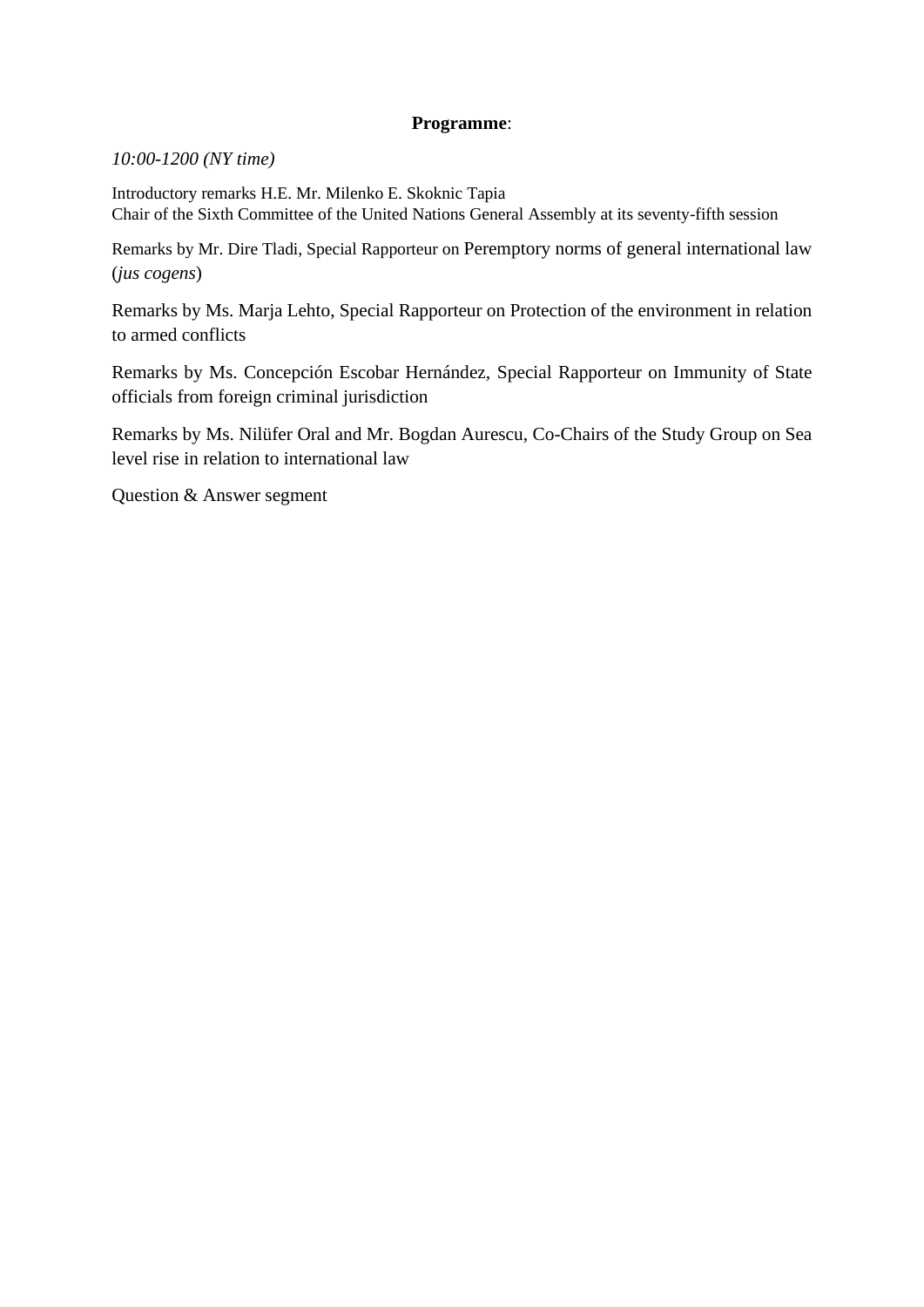**Programme**:

*10:00-1200 (NY time)*

Introductory remarks H.E. Mr. Milenko E. Skoknic Tapia
Chair of the Sixth Committee of the United Nations General Assembly at its seventy-fifth session

Remarks by Mr. Dire Tladi, Special Rapporteur on Peremptory norms of general international law (*jus cogens*)

Remarks by Ms. Marja Lehto, Special Rapporteur on Protection of the environment in relation to armed conflicts

Remarks by Ms. Concepción Escobar Hernández, Special Rapporteur on Immunity of State officials from foreign criminal jurisdiction

Remarks by Ms. Nilüfer Oral and Mr. Bogdan Aurescu, Co-Chairs of the Study Group on Sea level rise in relation to international law

Question & Answer segment